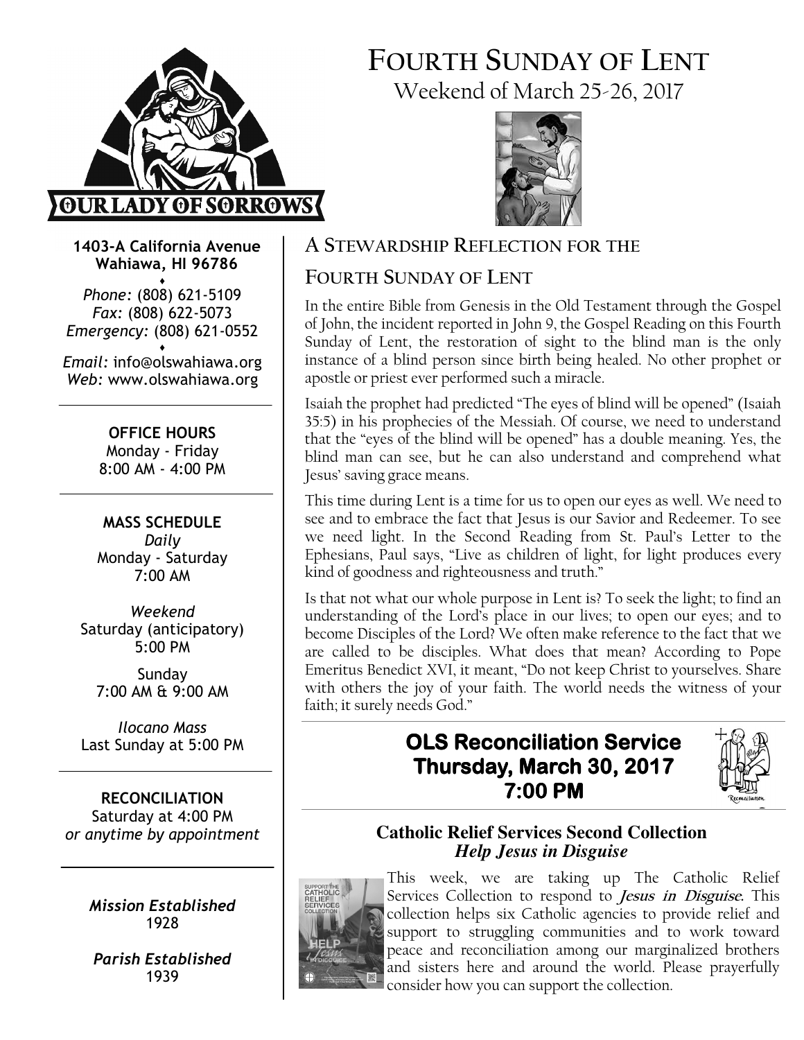# FOURTH SUNDAY OF LENT

Weekend of March 25-26, 2017

OUR LADY OF SORROWS

**1403-A California Avenue**
**Wahiawa, HI 96786**

*Phone:* (808) 621-5109
*Fax:* (808) 622-5073
*Emergency:* (808) 621-0552

*Email:* info@olswahiawa.org
*Web:* www.olswahiawa.org

**OFFICE HOURS**
Monday - Friday
8:00 AM - 4:00 PM

**MASS SCHEDULE**
*Daily*
Monday - Saturday
7:00 AM

*Weekend*
Saturday (anticipatory)
5:00 PM

Sunday
7:00 AM & 9:00 AM

*Ilocano Mass*
Last Sunday at 5:00 PM

**RECONCILIATION**
Saturday at 4:00 PM
*or anytime by appointment*

***Mission Established***
1928

***Parish Established***
1939

## A STEWARDSHIP REFLECTION FOR THE FOURTH SUNDAY OF LENT

In the entire Bible from Genesis in the Old Testament through the Gospel of John, the incident reported in John 9, the Gospel Reading on this Fourth Sunday of Lent, the restoration of sight to the blind man is the only instance of a blind person since birth being healed. No other prophet or apostle or priest ever performed such a miracle.

Isaiah the prophet had predicted "The eyes of blind will be opened" (Isaiah 35:5) in his prophecies of the Messiah. Of course, we need to understand that the "eyes of the blind will be opened" has a double meaning. Yes, the blind man can see, but he can also understand and comprehend what Jesus' saving grace means.

This time during Lent is a time for us to open our eyes as well. We need to see and to embrace the fact that Jesus is our Savior and Redeemer. To see we need light. In the Second Reading from St. Paul's Letter to the Ephesians, Paul says, "Live as children of light, for light produces every kind of goodness and righteousness and truth."

Is that not what our whole purpose in Lent is? To seek the light; to find an understanding of the Lord's place in our lives; to open our eyes; and to become Disciples of the Lord? We often make reference to the fact that we are called to be disciples. What does that mean? According to Pope Emeritus Benedict XVI, it meant, "Do not keep Christ to yourselves. Share with others the joy of your faith. The world needs the witness of your faith; it surely needs God."

## OLS Reconciliation Service
## Thursday, March 30, 2017
## 7:00 PM

### Catholic Relief Services Second Collection
### *Help Jesus in Disguise*

This week, we are taking up The Catholic Relief Services Collection to respond to ***Jesus in Disguise***. This collection helps six Catholic agencies to provide relief and support to struggling communities and to work toward peace and reconciliation among our marginalized brothers and sisters here and around the world. Please prayerfully consider how you can support the collection.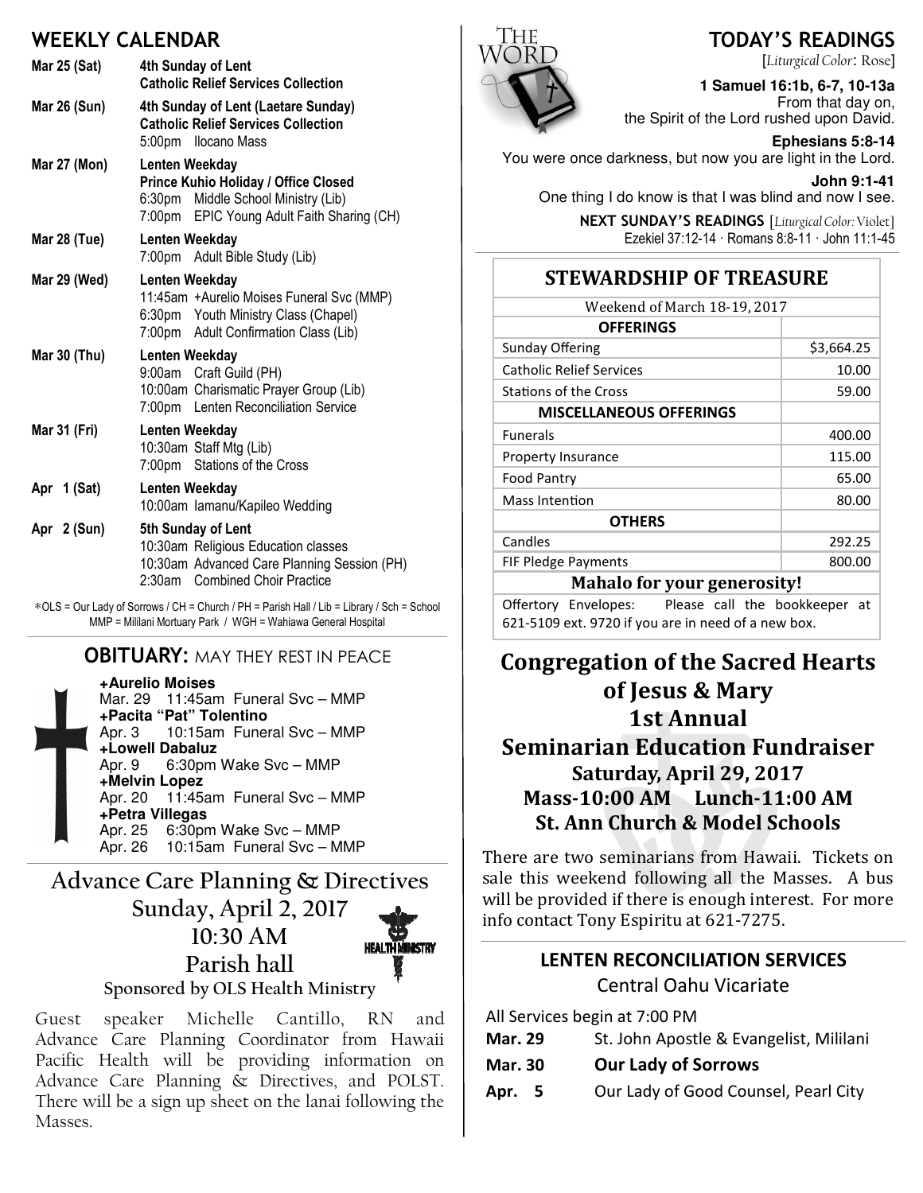## WEEKLY CALENDAR

**Mar 25 (Sat)** — **4th Sunday of Lent**
**Catholic Relief Services Collection**

**Mar 26 (Sun)** — **4th Sunday of Lent (Laetare Sunday)**
**Catholic Relief Services Collection**
5:00pm Ilocano Mass

**Mar 27 (Mon)** — **Lenten Weekday**
**Prince Kuhio Holiday / Office Closed**
6:30pm Middle School Ministry (Lib)
7:00pm EPIC Young Adult Faith Sharing (CH)

**Mar 28 (Tue)** — **Lenten Weekday**
7:00pm Adult Bible Study (Lib)

**Mar 29 (Wed)** — **Lenten Weekday**
11:45am +Aurelio Moises Funeral Svc (MMP)
6:30pm Youth Ministry Class (Chapel)
7:00pm Adult Confirmation Class (Lib)

**Mar 30 (Thu)** — **Lenten Weekday**
9:00am Craft Guild (PH)
10:00am Charismatic Prayer Group (Lib)
7:00pm Lenten Reconciliation Service

**Mar 31 (Fri)** — **Lenten Weekday**
10:30am Staff Mtg (Lib)
7:00pm Stations of the Cross

**Apr 1 (Sat)** — **Lenten Weekday**
10:00am Iamanu/Kapileo Wedding

**Apr 2 (Sun)** — **5th Sunday of Lent**
10:30am Religious Education classes
10:30am Advanced Care Planning Session (PH)
2:30am Combined Choir Practice

*OLS = Our Lady of Sorrows / CH = Church / PH = Parish Hall / Lib = Library / Sch = School
MMP = Mililani Mortuary Park / WGH = Wahiawa General Hospital

## OBITUARY: MAY THEY REST IN PEACE

**+Aurelio Moises**
Mar. 29 11:45am Funeral Svc – MMP
**+Pacita "Pat" Tolentino**
Apr. 3 10:15am Funeral Svc – MMP
**+Lowell Dabaluz**
Apr. 9 6:30pm Wake Svc – MMP
**+Melvin Lopez**
Apr. 20 11:45am Funeral Svc – MMP
**+Petra Villegas**
Apr. 25 6:30pm Wake Svc – MMP
Apr. 26 10:15am Funeral Svc – MMP

## Advance Care Planning & Directives

**Sunday, April 2, 2017**
**10:30 AM**
**Parish hall**
**Sponsored by OLS Health Ministry**

Guest speaker Michelle Cantillo, RN and Advance Care Planning Coordinator from Hawaii Pacific Health will be providing information on Advance Care Planning & Directives, and POLST. There will be a sign up sheet on the lanai following the Masses.

## TODAY'S READINGS

[*Liturgical Color*: Rose]

**1 Samuel 16:1b, 6-7, 10-13a**
From that day on, the Spirit of the Lord rushed upon David.

**Ephesians 5:8-14**
You were once darkness, but now you are light in the Lord.

**John 9:1-41**
One thing I do know is that I was blind and now I see.

**NEXT SUNDAY'S READINGS** [*Liturgical Color:* Violet]
Ezekiel 37:12-14 · Romans 8:8-11 · John 11:1-45

## STEWARDSHIP OF TREASURE

Weekend of March 18-19, 2017

| OFFERINGS | |
|---|---|
| Sunday Offering | $3,664.25 |
| Catholic Relief Services | 10.00 |
| Stations of the Cross | 59.00 |
| **MISCELLANEOUS OFFERINGS** | |
| Funerals | 400.00 |
| Property Insurance | 115.00 |
| Food Pantry | 65.00 |
| Mass Intention | 80.00 |
| **OTHERS** | |
| Candles | 292.25 |
| FIF Pledge Payments | 800.00 |

**Mahalo for your generosity!**

Offertory Envelopes: Please call the bookkeeper at 621-5109 ext. 9720 if you are in need of a new box.

## Congregation of the Sacred Hearts of Jesus & Mary 1st Annual Seminarian Education Fundraiser

**Saturday, April 29, 2017**
**Mass-10:00 AM Lunch-11:00 AM**
**St. Ann Church & Model Schools**

There are two seminarians from Hawaii. Tickets on sale this weekend following all the Masses. A bus will be provided if there is enough interest. For more info contact Tony Espiritu at 621-7275.

## LENTEN RECONCILIATION SERVICES

Central Oahu Vicariate

All Services begin at 7:00 PM

**Mar. 29** St. John Apostle & Evangelist, Mililani
**Mar. 30** **Our Lady of Sorrows**
**Apr. 5** Our Lady of Good Counsel, Pearl City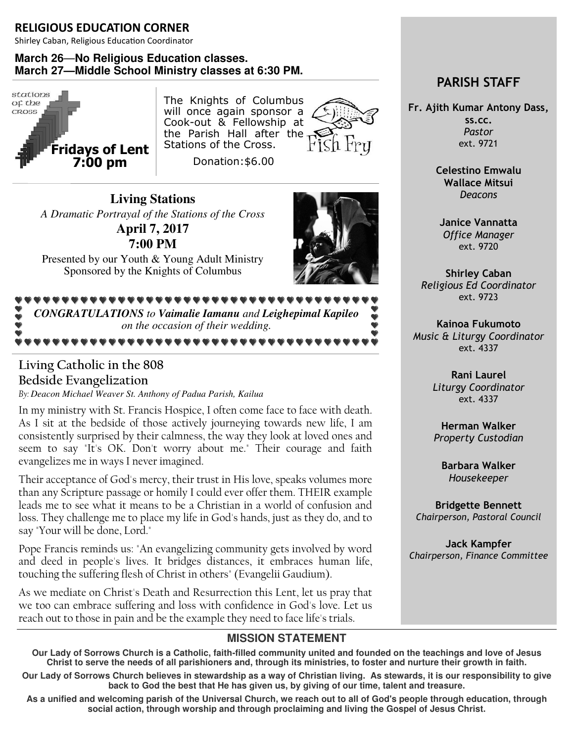## RELIGIOUS EDUCATION CORNER

Shirley Caban, Religious Education Coordinator

**March 26—No Religious Education classes.**
**March 27—Middle School Ministry classes at 6:30 PM.**

stations of the cross

**Fridays of Lent 7:00 pm**

The Knights of Columbus will once again sponsor a Cook-out & Fellowship at the Parish Hall after the Stations of the Cross.

Fish Fry

Donation: $6.00

### Living Stations

*A Dramatic Portrayal of the Stations of the Cross*

**April 7, 2017**
**7:00 PM**

Presented by our Youth & Young Adult Ministry
Sponsored by the Knights of Columbus

***CONGRATULATIONS** to **Vaimalie Iamanu** and **Leighepimal Kapileo** on the occasion of their wedding.*

## Living Catholic in the 808
## Bedside Evangelization

*By: Deacon Michael Weaver St. Anthony of Padua Parish, Kailua*

In my ministry with St. Francis Hospice, I often come face to face with death. As I sit at the bedside of those actively journeying towards new life, I am consistently surprised by their calmness, the way they look at loved ones and seem to say "It's OK. Don't worry about me." Their courage and faith evangelizes me in ways I never imagined.

Their acceptance of God's mercy, their trust in His love, speaks volumes more than any Scripture passage or homily I could ever offer them. THEIR example leads me to see what it means to be a Christian in a world of confusion and loss. They challenge me to place my life in God's hands, just as they do, and to say "Your will be done, Lord."

Pope Francis reminds us: "An evangelizing community gets involved by word and deed in people's lives. It bridges distances, it embraces human life, touching the suffering flesh of Christ in others" (Evangelii Gaudium).

As we mediate on Christ's Death and Resurrection this Lent, let us pray that we too can embrace suffering and loss with confidence in God's love. Let us reach out to those in pain and be the example they need to face life's trials.

## PARISH STAFF

**Fr. Ajith Kumar Antony Dass, ss.cc.**
*Pastor*
ext. 9721

**Celestino Emwalu**
**Wallace Mitsui**
*Deacons*

**Janice Vannatta**
*Office Manager*
ext. 9720

**Shirley Caban**
*Religious Ed Coordinator*
ext. 9723

**Kainoa Fukumoto**
*Music & Liturgy Coordinator*
ext. 4337

**Rani Laurel**
*Liturgy Coordinator*
ext. 4337

**Herman Walker**
*Property Custodian*

**Barbara Walker**
*Housekeeper*

**Bridgette Bennett**
*Chairperson, Pastoral Council*

**Jack Kampfer**
*Chairperson, Finance Committee*

## MISSION STATEMENT

**Our Lady of Sorrows Church is a Catholic, faith-filled community united and founded on the teachings and love of Jesus Christ to serve the needs of all parishioners and, through its ministries, to foster and nurture their growth in faith.**

**Our Lady of Sorrows Church believes in stewardship as a way of Christian living. As stewards, it is our responsibility to give back to God the best that He has given us, by giving of our time, talent and treasure.**

**As a unified and welcoming parish of the Universal Church, we reach out to all of God's people through education, through social action, through worship and through proclaiming and living the Gospel of Jesus Christ.**